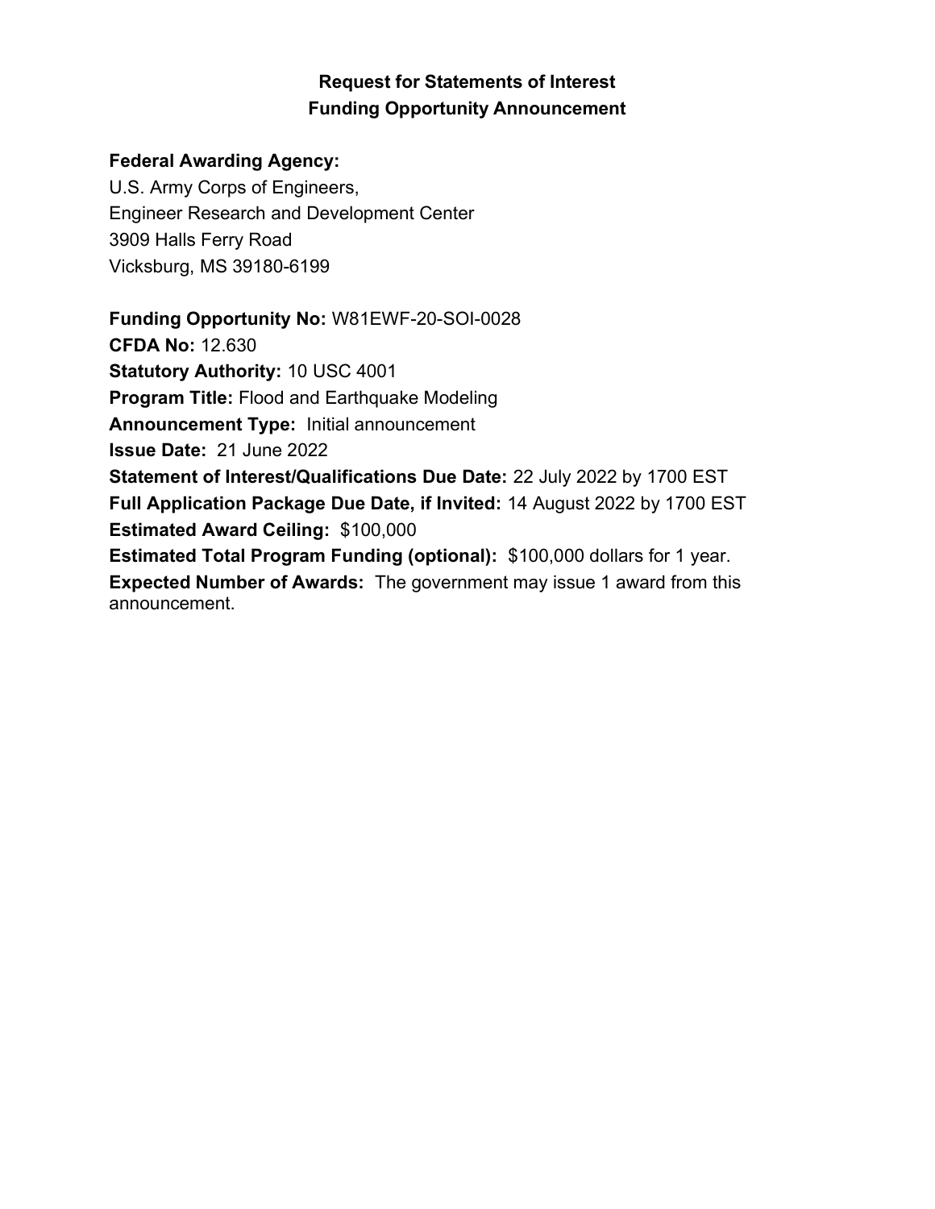# Request for Statements of Interest
# Funding Opportunity Announcement

**Federal Awarding Agency:**
U.S. Army Corps of Engineers,
Engineer Research and Development Center
3909 Halls Ferry Road
Vicksburg, MS 39180-6199

**Funding Opportunity No:** W81EWF-20-SOI-0028
**CFDA No:** 12.630
**Statutory Authority:** 10 USC 4001
**Program Title:** Flood and Earthquake Modeling
**Announcement Type:** Initial announcement
**Issue Date:** 21 June 2022
**Statement of Interest/Qualifications Due Date:** 22 July 2022 by 1700 EST
**Full Application Package Due Date, if Invited:** 14 August 2022 by 1700 EST
**Estimated Award Ceiling:** $100,000
**Estimated Total Program Funding (optional):** $100,000 dollars for 1 year.
**Expected Number of Awards:** The government may issue 1 award from this announcement.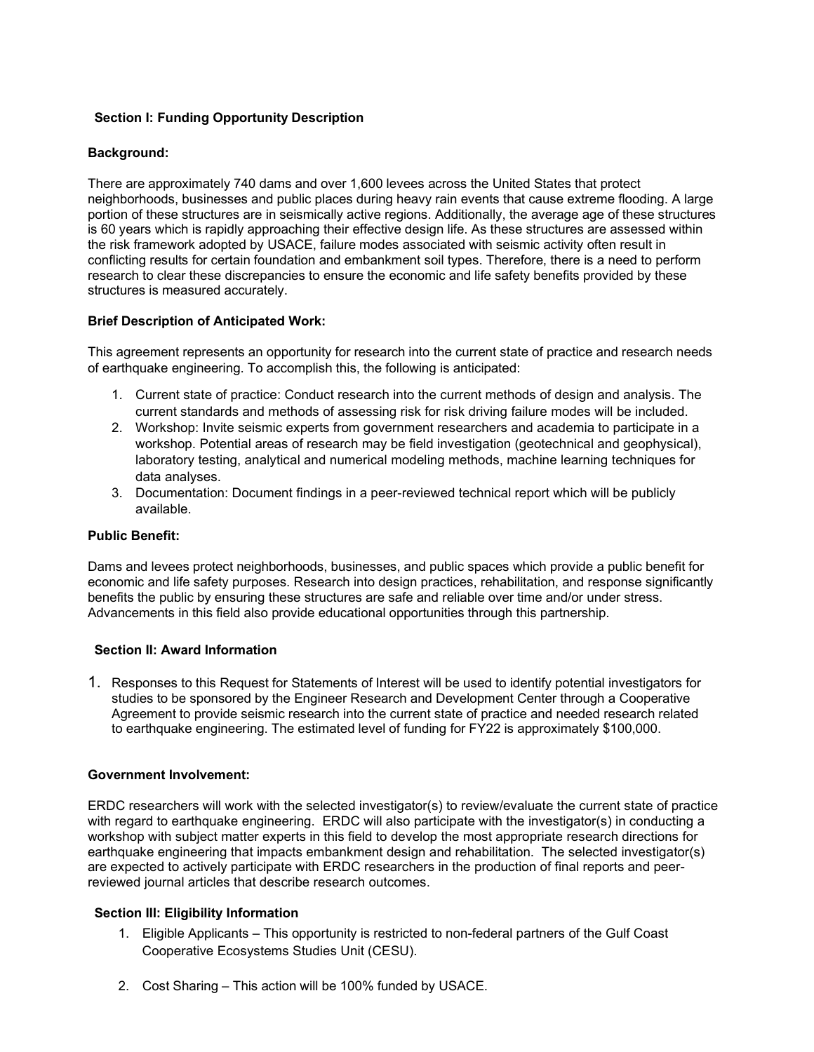## Section I: Funding Opportunity Description

**Background:**

There are approximately 740 dams and over 1,600 levees across the United States that protect neighborhoods, businesses and public places during heavy rain events that cause extreme flooding. A large portion of these structures are in seismically active regions. Additionally, the average age of these structures is 60 years which is rapidly approaching their effective design life. As these structures are assessed within the risk framework adopted by USACE, failure modes associated with seismic activity often result in conflicting results for certain foundation and embankment soil types. Therefore, there is a need to perform research to clear these discrepancies to ensure the economic and life safety benefits provided by these structures is measured accurately.

**Brief Description of Anticipated Work:**

This agreement represents an opportunity for research into the current state of practice and research needs of earthquake engineering. To accomplish this, the following is anticipated:

1. Current state of practice: Conduct research into the current methods of design and analysis. The current standards and methods of assessing risk for risk driving failure modes will be included.
2. Workshop: Invite seismic experts from government researchers and academia to participate in a workshop. Potential areas of research may be field investigation (geotechnical and geophysical), laboratory testing, analytical and numerical modeling methods, machine learning techniques for data analyses.
3. Documentation: Document findings in a peer-reviewed technical report which will be publicly available.

**Public Benefit:**

Dams and levees protect neighborhoods, businesses, and public spaces which provide a public benefit for economic and life safety purposes. Research into design practices, rehabilitation, and response significantly benefits the public by ensuring these structures are safe and reliable over time and/or under stress. Advancements in this field also provide educational opportunities through this partnership.

## Section II: Award Information

1. Responses to this Request for Statements of Interest will be used to identify potential investigators for studies to be sponsored by the Engineer Research and Development Center through a Cooperative Agreement to provide seismic research into the current state of practice and needed research related to earthquake engineering. The estimated level of funding for FY22 is approximately $100,000.

**Government Involvement:**

ERDC researchers will work with the selected investigator(s) to review/evaluate the current state of practice with regard to earthquake engineering. ERDC will also participate with the investigator(s) in conducting a workshop with subject matter experts in this field to develop the most appropriate research directions for earthquake engineering that impacts embankment design and rehabilitation. The selected investigator(s) are expected to actively participate with ERDC researchers in the production of final reports and peer-reviewed journal articles that describe research outcomes.

## Section III: Eligibility Information

1. Eligible Applicants – This opportunity is restricted to non-federal partners of the Gulf Coast Cooperative Ecosystems Studies Unit (CESU).

2. Cost Sharing – This action will be 100% funded by USACE.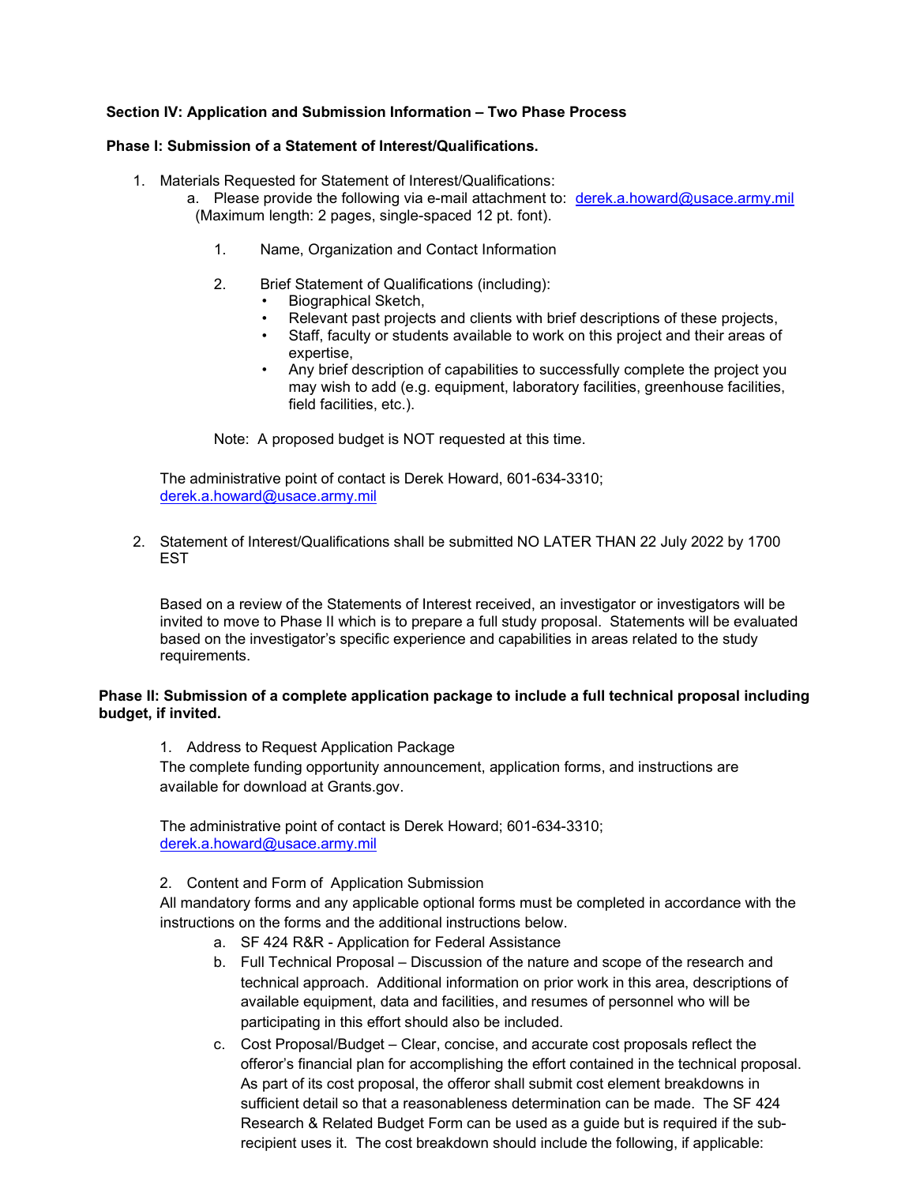**Section IV: Application and Submission Information – Two Phase Process**

**Phase I: Submission of a Statement of Interest/Qualifications.**

1. Materials Requested for Statement of Interest/Qualifications:
   a. Please provide the following via e-mail attachment to: derek.a.howard@usace.army.mil (Maximum length: 2 pages, single-spaced 12 pt. font).

      1. Name, Organization and Contact Information

      2. Brief Statement of Qualifications (including):
         - Biographical Sketch,
         - Relevant past projects and clients with brief descriptions of these projects,
         - Staff, faculty or students available to work on this project and their areas of expertise,
         - Any brief description of capabilities to successfully complete the project you may wish to add (e.g. equipment, laboratory facilities, greenhouse facilities, field facilities, etc.).

      Note: A proposed budget is NOT requested at this time.

   The administrative point of contact is Derek Howard, 601-634-3310; derek.a.howard@usace.army.mil

2. Statement of Interest/Qualifications shall be submitted NO LATER THAN 22 July 2022 by 1700 EST

   Based on a review of the Statements of Interest received, an investigator or investigators will be invited to move to Phase II which is to prepare a full study proposal. Statements will be evaluated based on the investigator's specific experience and capabilities in areas related to the study requirements.

**Phase II: Submission of a complete application package to include a full technical proposal including budget, if invited.**

1. Address to Request Application Package
   The complete funding opportunity announcement, application forms, and instructions are available for download at Grants.gov.

   The administrative point of contact is Derek Howard; 601-634-3310; derek.a.howard@usace.army.mil

2. Content and Form of Application Submission
   All mandatory forms and any applicable optional forms must be completed in accordance with the instructions on the forms and the additional instructions below.
   a. SF 424 R&R - Application for Federal Assistance
   b. Full Technical Proposal – Discussion of the nature and scope of the research and technical approach. Additional information on prior work in this area, descriptions of available equipment, data and facilities, and resumes of personnel who will be participating in this effort should also be included.
   c. Cost Proposal/Budget – Clear, concise, and accurate cost proposals reflect the offeror's financial plan for accomplishing the effort contained in the technical proposal. As part of its cost proposal, the offeror shall submit cost element breakdowns in sufficient detail so that a reasonableness determination can be made. The SF 424 Research & Related Budget Form can be used as a guide but is required if the sub-recipient uses it. The cost breakdown should include the following, if applicable: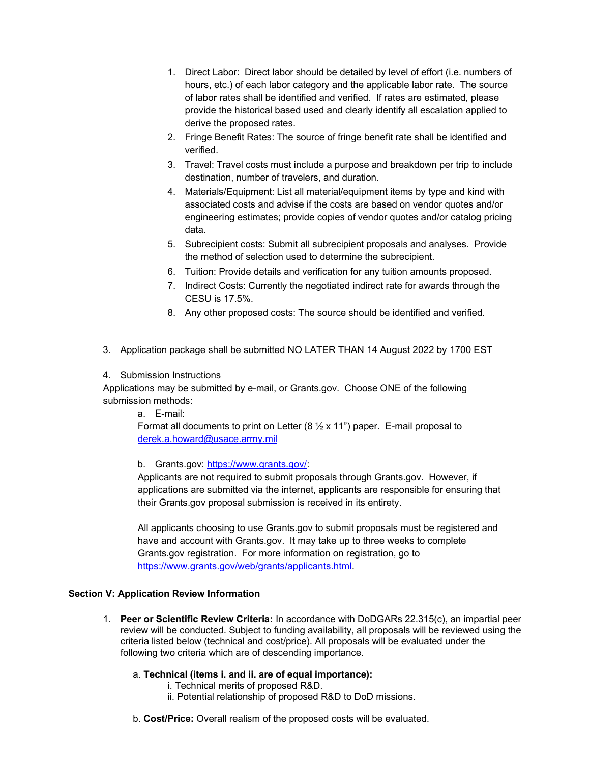1. Direct Labor: Direct labor should be detailed by level of effort (i.e. numbers of hours, etc.) of each labor category and the applicable labor rate. The source of labor rates shall be identified and verified. If rates are estimated, please provide the historical based used and clearly identify all escalation applied to derive the proposed rates.
2. Fringe Benefit Rates: The source of fringe benefit rate shall be identified and verified.
3. Travel: Travel costs must include a purpose and breakdown per trip to include destination, number of travelers, and duration.
4. Materials/Equipment: List all material/equipment items by type and kind with associated costs and advise if the costs are based on vendor quotes and/or engineering estimates; provide copies of vendor quotes and/or catalog pricing data.
5. Subrecipient costs: Submit all subrecipient proposals and analyses. Provide the method of selection used to determine the subrecipient.
6. Tuition: Provide details and verification for any tuition amounts proposed.
7. Indirect Costs: Currently the negotiated indirect rate for awards through the CESU is 17.5%.
8. Any other proposed costs: The source should be identified and verified.

3. Application package shall be submitted NO LATER THAN 14 August 2022 by 1700 EST

4. Submission Instructions

Applications may be submitted by e-mail, or Grants.gov. Choose ONE of the following submission methods:

a. E-mail:
Format all documents to print on Letter (8 ½ x 11") paper. E-mail proposal to derek.a.howard@usace.army.mil

b. Grants.gov: https://www.grants.gov/:
Applicants are not required to submit proposals through Grants.gov. However, if applications are submitted via the internet, applicants are responsible for ensuring that their Grants.gov proposal submission is received in its entirety.

All applicants choosing to use Grants.gov to submit proposals must be registered and have and account with Grants.gov. It may take up to three weeks to complete Grants.gov registration. For more information on registration, go to https://www.grants.gov/web/grants/applicants.html.

### Section V: Application Review Information

1. **Peer or Scientific Review Criteria:** In accordance with DoDGARs 22.315(c), an impartial peer review will be conducted. Subject to funding availability, all proposals will be reviewed using the criteria listed below (technical and cost/price). All proposals will be evaluated under the following two criteria which are of descending importance.

   a. **Technical (items i. and ii. are of equal importance):**
      i. Technical merits of proposed R&D.
      ii. Potential relationship of proposed R&D to DoD missions.

   b. **Cost/Price:** Overall realism of the proposed costs will be evaluated.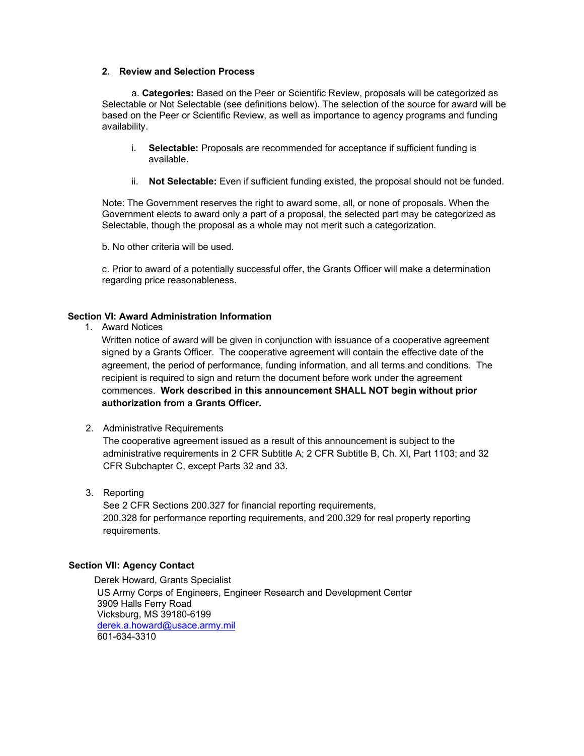### 2. Review and Selection Process

a. **Categories:** Based on the Peer or Scientific Review, proposals will be categorized as Selectable or Not Selectable (see definitions below). The selection of the source for award will be based on the Peer or Scientific Review, as well as importance to agency programs and funding availability.

i. **Selectable:** Proposals are recommended for acceptance if sufficient funding is available.

ii. **Not Selectable:** Even if sufficient funding existed, the proposal should not be funded.

Note: The Government reserves the right to award some, all, or none of proposals. When the Government elects to award only a part of a proposal, the selected part may be categorized as Selectable, though the proposal as a whole may not merit such a categorization.

b. No other criteria will be used.

c. Prior to award of a potentially successful offer, the Grants Officer will make a determination regarding price reasonableness.

## Section VI: Award Administration Information

1. Award Notices

   Written notice of award will be given in conjunction with issuance of a cooperative agreement signed by a Grants Officer. The cooperative agreement will contain the effective date of the agreement, the period of performance, funding information, and all terms and conditions. The recipient is required to sign and return the document before work under the agreement commences. **Work described in this announcement SHALL NOT begin without prior authorization from a Grants Officer.**

2. Administrative Requirements

   The cooperative agreement issued as a result of this announcement is subject to the administrative requirements in 2 CFR Subtitle A; 2 CFR Subtitle B, Ch. XI, Part 1103; and 32 CFR Subchapter C, except Parts 32 and 33.

3. Reporting

   See 2 CFR Sections 200.327 for financial reporting requirements, 200.328 for performance reporting requirements, and 200.329 for real property reporting requirements.

## Section VII: Agency Contact

Derek Howard, Grants Specialist
US Army Corps of Engineers, Engineer Research and Development Center
3909 Halls Ferry Road
Vicksburg, MS 39180-6199
derek.a.howard@usace.army.mil
601-634-3310